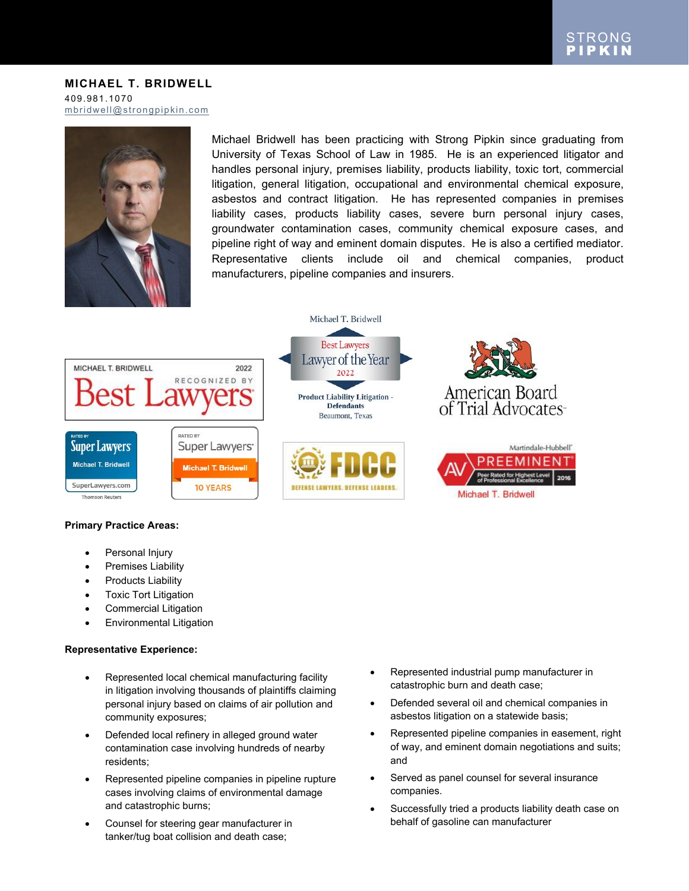# MICHAEL T. BRIDWELL

409.981.1070
mbridwell@strongpipkin.com

Michael Bridwell has been practicing with Strong Pipkin since graduating from University of Texas School of Law in 1985. He is an experienced litigator and handles personal injury, premises liability, products liability, toxic tort, commercial litigation, general litigation, occupational and environmental chemical exposure, asbestos and contract litigation. He has represented companies in premises liability cases, products liability cases, severe burn personal injury cases, groundwater contamination cases, community chemical exposure cases, and pipeline right of way and eminent domain disputes. He is also a certified mediator. Representative clients include oil and chemical companies, product manufacturers, pipeline companies and insurers.

**Primary Practice Areas:**

- Personal Injury
- Premises Liability
- Products Liability
- Toxic Tort Litigation
- Commercial Litigation
- Environmental Litigation

**Representative Experience:**

- Represented local chemical manufacturing facility in litigation involving thousands of plaintiffs claiming personal injury based on claims of air pollution and community exposures;
- Defended local refinery in alleged ground water contamination case involving hundreds of nearby residents;
- Represented pipeline companies in pipeline rupture cases involving claims of environmental damage and catastrophic burns;
- Counsel for steering gear manufacturer in tanker/tug boat collision and death case;
- Represented industrial pump manufacturer in catastrophic burn and death case;
- Defended several oil and chemical companies in asbestos litigation on a statewide basis;
- Represented pipeline companies in easement, right of way, and eminent domain negotiations and suits; and
- Served as panel counsel for several insurance companies.
- Successfully tried a products liability death case on behalf of gasoline can manufacturer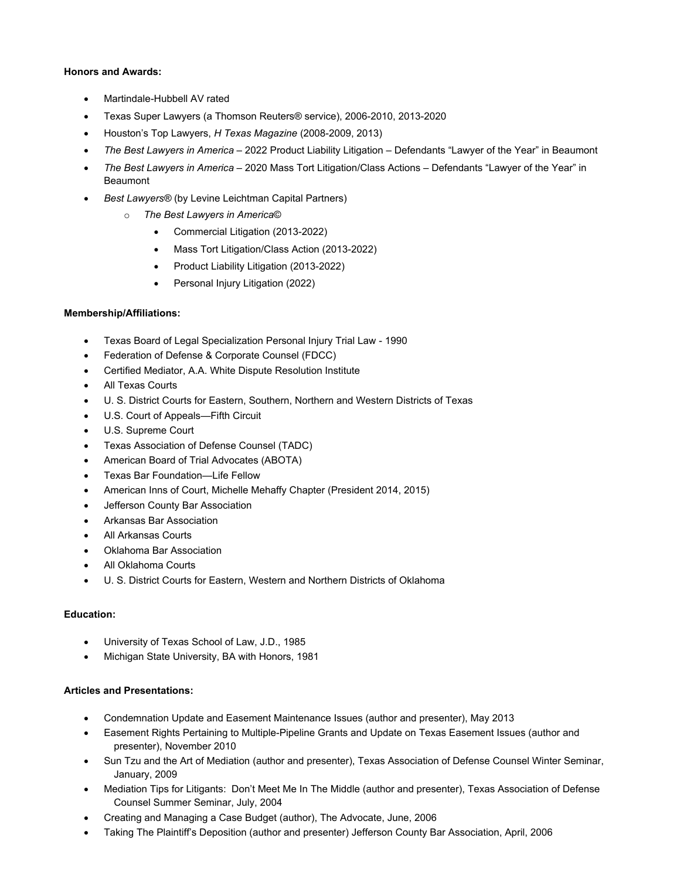**Honors and Awards:**

- Martindale-Hubbell AV rated
- Texas Super Lawyers (a Thomson Reuters® service), 2006-2010, 2013-2020
- Houston's Top Lawyers, *H Texas Magazine* (2008-2009, 2013)
- *The Best Lawyers in America* – 2022 Product Liability Litigation – Defendants "Lawyer of the Year" in Beaumont
- *The Best Lawyers in America* – 2020 Mass Tort Litigation/Class Actions – Defendants "Lawyer of the Year" in Beaumont
- *Best Lawyers®* (by Levine Leichtman Capital Partners)
  - *The Best Lawyers in America©*
    - Commercial Litigation (2013-2022)
    - Mass Tort Litigation/Class Action (2013-2022)
    - Product Liability Litigation (2013-2022)
    - Personal Injury Litigation (2022)

**Membership/Affiliations:**

- Texas Board of Legal Specialization Personal Injury Trial Law - 1990
- Federation of Defense & Corporate Counsel (FDCC)
- Certified Mediator, A.A. White Dispute Resolution Institute
- All Texas Courts
- U. S. District Courts for Eastern, Southern, Northern and Western Districts of Texas
- U.S. Court of Appeals—Fifth Circuit
- U.S. Supreme Court
- Texas Association of Defense Counsel (TADC)
- American Board of Trial Advocates (ABOTA)
- Texas Bar Foundation—Life Fellow
- American Inns of Court, Michelle Mehaffy Chapter (President 2014, 2015)
- Jefferson County Bar Association
- Arkansas Bar Association
- All Arkansas Courts
- Oklahoma Bar Association
- All Oklahoma Courts
- U. S. District Courts for Eastern, Western and Northern Districts of Oklahoma

**Education:**

- University of Texas School of Law, J.D., 1985
- Michigan State University, BA with Honors, 1981

**Articles and Presentations:**

- Condemnation Update and Easement Maintenance Issues (author and presenter), May 2013
- Easement Rights Pertaining to Multiple-Pipeline Grants and Update on Texas Easement Issues (author and presenter), November 2010
- Sun Tzu and the Art of Mediation (author and presenter), Texas Association of Defense Counsel Winter Seminar, January, 2009
- Mediation Tips for Litigants: Don't Meet Me In The Middle (author and presenter), Texas Association of Defense Counsel Summer Seminar, July, 2004
- Creating and Managing a Case Budget (author), The Advocate, June, 2006
- Taking The Plaintiff's Deposition (author and presenter) Jefferson County Bar Association, April, 2006